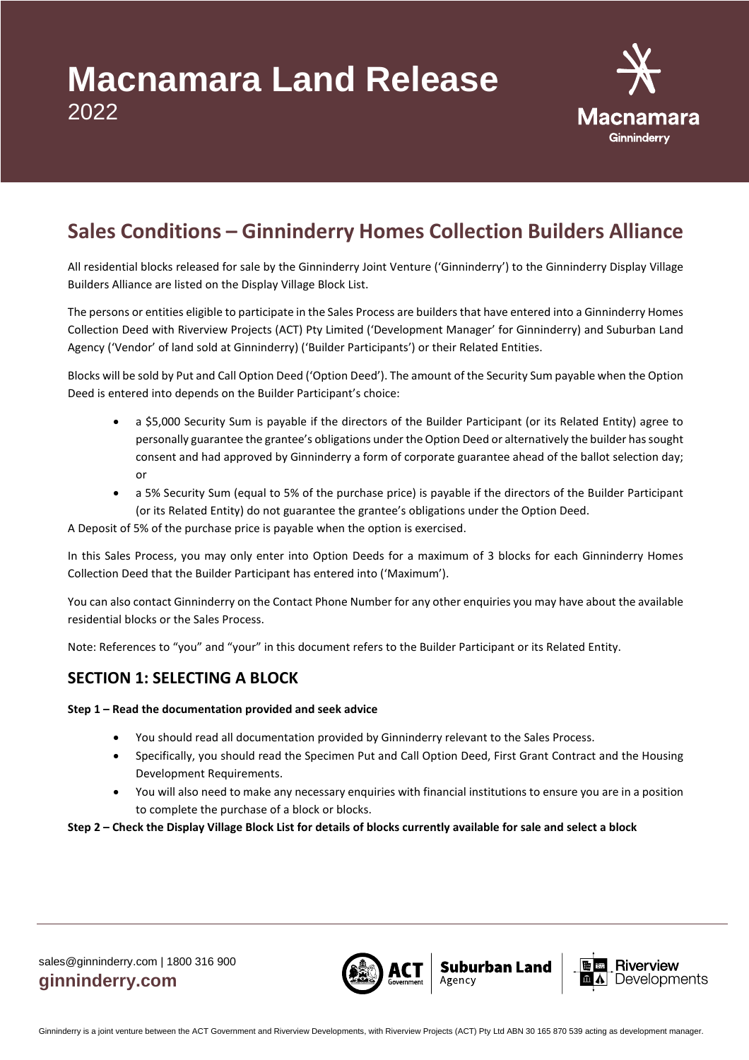# Macnamara Land Release
2022

## Sales Conditions – Ginninderry Homes Collection Builders Alliance

All residential blocks released for sale by the Ginninderry Joint Venture ('Ginninderry') to the Ginninderry Display Village Builders Alliance are listed on the Display Village Block List.

The persons or entities eligible to participate in the Sales Process are builders that have entered into a Ginninderry Homes Collection Deed with Riverview Projects (ACT) Pty Limited ('Development Manager' for Ginninderry) and Suburban Land Agency ('Vendor' of land sold at Ginninderry) ('Builder Participants') or their Related Entities.

Blocks will be sold by Put and Call Option Deed ('Option Deed'). The amount of the Security Sum payable when the Option Deed is entered into depends on the Builder Participant's choice:

- a $5,000 Security Sum is payable if the directors of the Builder Participant (or its Related Entity) agree to personally guarantee the grantee's obligations under the Option Deed or alternatively the builder has sought consent and had approved by Ginninderry a form of corporate guarantee ahead of the ballot selection day; or
- a 5% Security Sum (equal to 5% of the purchase price) is payable if the directors of the Builder Participant (or its Related Entity) do not guarantee the grantee's obligations under the Option Deed.

A Deposit of 5% of the purchase price is payable when the option is exercised.

In this Sales Process, you may only enter into Option Deeds for a maximum of 3 blocks for each Ginninderry Homes Collection Deed that the Builder Participant has entered into ('Maximum').

You can also contact Ginninderry on the Contact Phone Number for any other enquiries you may have about the available residential blocks or the Sales Process.

Note: References to "you" and "your" in this document refers to the Builder Participant or its Related Entity.

### SECTION 1: SELECTING A BLOCK

**Step 1 – Read the documentation provided and seek advice**

- You should read all documentation provided by Ginninderry relevant to the Sales Process.
- Specifically, you should read the Specimen Put and Call Option Deed, First Grant Contract and the Housing Development Requirements.
- You will also need to make any necessary enquiries with financial institutions to ensure you are in a position to complete the purchase of a block or blocks.

**Step 2 – Check the Display Village Block List for details of blocks currently available for sale and select a block**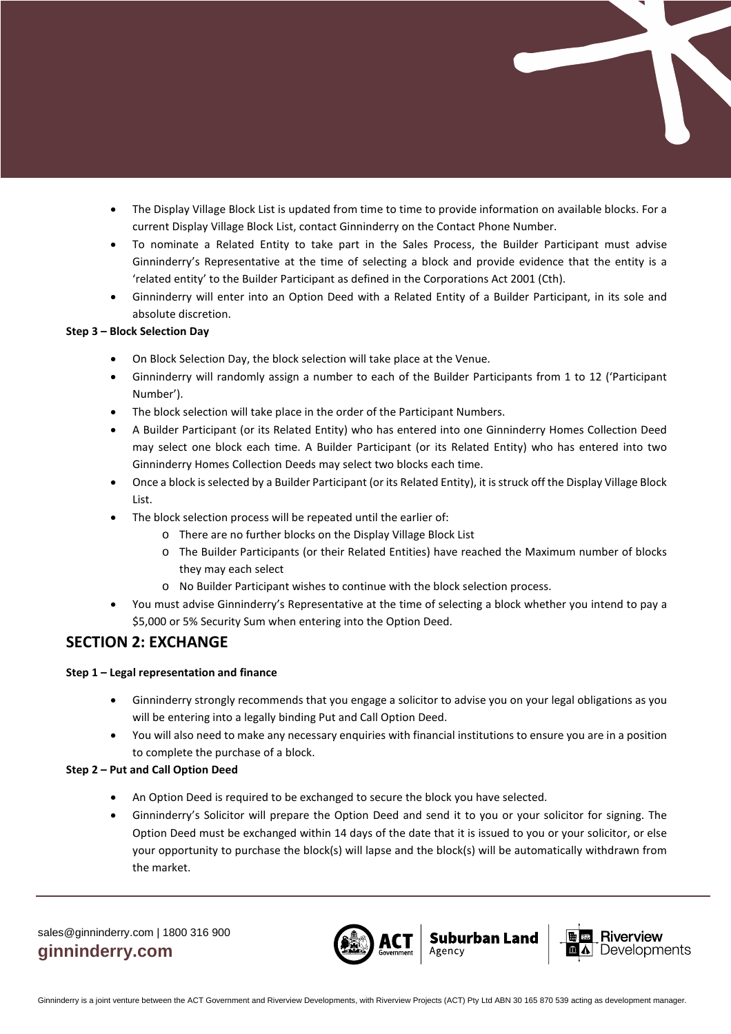- The Display Village Block List is updated from time to time to provide information on available blocks. For a current Display Village Block List, contact Ginninderry on the Contact Phone Number.
- To nominate a Related Entity to take part in the Sales Process, the Builder Participant must advise Ginninderry's Representative at the time of selecting a block and provide evidence that the entity is a 'related entity' to the Builder Participant as defined in the Corporations Act 2001 (Cth).
- Ginninderry will enter into an Option Deed with a Related Entity of a Builder Participant, in its sole and absolute discretion.

**Step 3 – Block Selection Day**

- On Block Selection Day, the block selection will take place at the Venue.
- Ginninderry will randomly assign a number to each of the Builder Participants from 1 to 12 ('Participant Number').
- The block selection will take place in the order of the Participant Numbers.
- A Builder Participant (or its Related Entity) who has entered into one Ginninderry Homes Collection Deed may select one block each time. A Builder Participant (or its Related Entity) who has entered into two Ginninderry Homes Collection Deeds may select two blocks each time.
- Once a block is selected by a Builder Participant (or its Related Entity), it is struck off the Display Village Block List.
- The block selection process will be repeated until the earlier of:
  - There are no further blocks on the Display Village Block List
  - The Builder Participants (or their Related Entities) have reached the Maximum number of blocks they may each select
  - No Builder Participant wishes to continue with the block selection process.
- You must advise Ginninderry's Representative at the time of selecting a block whether you intend to pay a $5,000 or 5% Security Sum when entering into the Option Deed.

## SECTION 2: EXCHANGE

**Step 1 – Legal representation and finance**

- Ginninderry strongly recommends that you engage a solicitor to advise you on your legal obligations as you will be entering into a legally binding Put and Call Option Deed.
- You will also need to make any necessary enquiries with financial institutions to ensure you are in a position to complete the purchase of a block.

**Step 2 – Put and Call Option Deed**

- An Option Deed is required to be exchanged to secure the block you have selected.
- Ginninderry's Solicitor will prepare the Option Deed and send it to you or your solicitor for signing. The Option Deed must be exchanged within 14 days of the date that it is issued to you or your solicitor, or else your opportunity to purchase the block(s) will lapse and the block(s) will be automatically withdrawn from the market.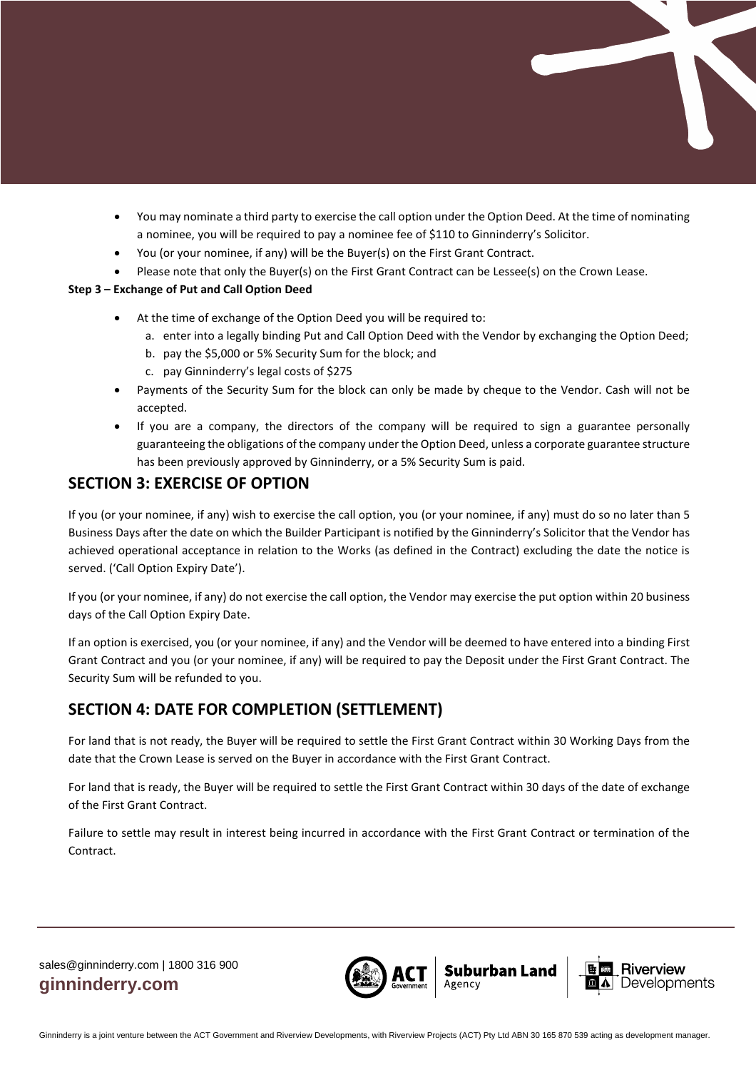- You may nominate a third party to exercise the call option under the Option Deed. At the time of nominating a nominee, you will be required to pay a nominee fee of $110 to Ginninderry's Solicitor.
- You (or your nominee, if any) will be the Buyer(s) on the First Grant Contract.
- Please note that only the Buyer(s) on the First Grant Contract can be Lessee(s) on the Crown Lease.

**Step 3 – Exchange of Put and Call Option Deed**

- At the time of exchange of the Option Deed you will be required to:
  a. enter into a legally binding Put and Call Option Deed with the Vendor by exchanging the Option Deed;
  b. pay the $5,000 or 5% Security Sum for the block; and
  c. pay Ginninderry's legal costs of $275
- Payments of the Security Sum for the block can only be made by cheque to the Vendor. Cash will not be accepted.
- If you are a company, the directors of the company will be required to sign a guarantee personally guaranteeing the obligations of the company under the Option Deed, unless a corporate guarantee structure has been previously approved by Ginninderry, or a 5% Security Sum is paid.

## SECTION 3: EXERCISE OF OPTION

If you (or your nominee, if any) wish to exercise the call option, you (or your nominee, if any) must do so no later than 5 Business Days after the date on which the Builder Participant is notified by the Ginninderry's Solicitor that the Vendor has achieved operational acceptance in relation to the Works (as defined in the Contract) excluding the date the notice is served. ('Call Option Expiry Date').

If you (or your nominee, if any) do not exercise the call option, the Vendor may exercise the put option within 20 business days of the Call Option Expiry Date.

If an option is exercised, you (or your nominee, if any) and the Vendor will be deemed to have entered into a binding First Grant Contract and you (or your nominee, if any) will be required to pay the Deposit under the First Grant Contract. The Security Sum will be refunded to you.

## SECTION 4: DATE FOR COMPLETION (SETTLEMENT)

For land that is not ready, the Buyer will be required to settle the First Grant Contract within 30 Working Days from the date that the Crown Lease is served on the Buyer in accordance with the First Grant Contract.

For land that is ready, the Buyer will be required to settle the First Grant Contract within 30 days of the date of exchange of the First Grant Contract.

Failure to settle may result in interest being incurred in accordance with the First Grant Contract or termination of the Contract.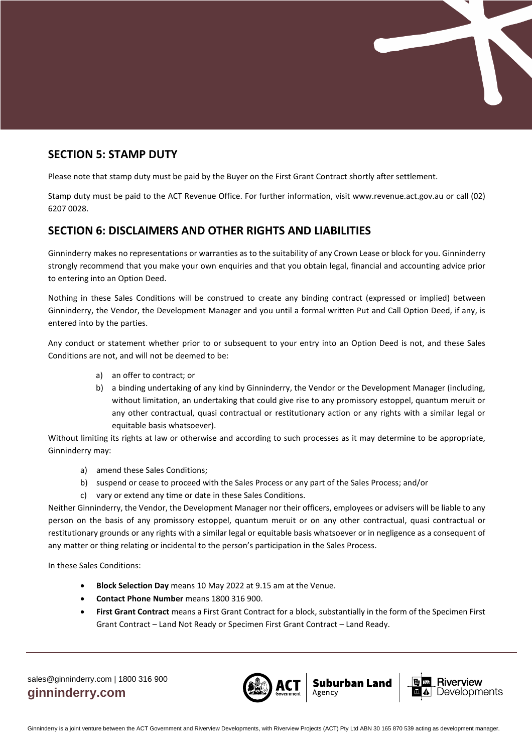## SECTION 5: STAMP DUTY

Please note that stamp duty must be paid by the Buyer on the First Grant Contract shortly after settlement.

Stamp duty must be paid to the ACT Revenue Office. For further information, visit www.revenue.act.gov.au or call (02) 6207 0028.

## SECTION 6: DISCLAIMERS AND OTHER RIGHTS AND LIABILITIES

Ginninderry makes no representations or warranties as to the suitability of any Crown Lease or block for you. Ginninderry strongly recommend that you make your own enquiries and that you obtain legal, financial and accounting advice prior to entering into an Option Deed.

Nothing in these Sales Conditions will be construed to create any binding contract (expressed or implied) between Ginninderry, the Vendor, the Development Manager and you until a formal written Put and Call Option Deed, if any, is entered into by the parties.

Any conduct or statement whether prior to or subsequent to your entry into an Option Deed is not, and these Sales Conditions are not, and will not be deemed to be:

a) an offer to contract; or
b) a binding undertaking of any kind by Ginninderry, the Vendor or the Development Manager (including, without limitation, an undertaking that could give rise to any promissory estoppel, quantum meruit or any other contractual, quasi contractual or restitutionary action or any rights with a similar legal or equitable basis whatsoever).

Without limiting its rights at law or otherwise and according to such processes as it may determine to be appropriate, Ginninderry may:

a) amend these Sales Conditions;
b) suspend or cease to proceed with the Sales Process or any part of the Sales Process; and/or
c) vary or extend any time or date in these Sales Conditions.

Neither Ginninderry, the Vendor, the Development Manager nor their officers, employees or advisers will be liable to any person on the basis of any promissory estoppel, quantum meruit or on any other contractual, quasi contractual or restitutionary grounds or any rights with a similar legal or equitable basis whatsoever or in negligence as a consequent of any matter or thing relating or incidental to the person's participation in the Sales Process.

In these Sales Conditions:

- **Block Selection Day** means 10 May 2022 at 9.15 am at the Venue.
- **Contact Phone Number** means 1800 316 900.
- **First Grant Contract** means a First Grant Contract for a block, substantially in the form of the Specimen First Grant Contract – Land Not Ready or Specimen First Grant Contract – Land Ready.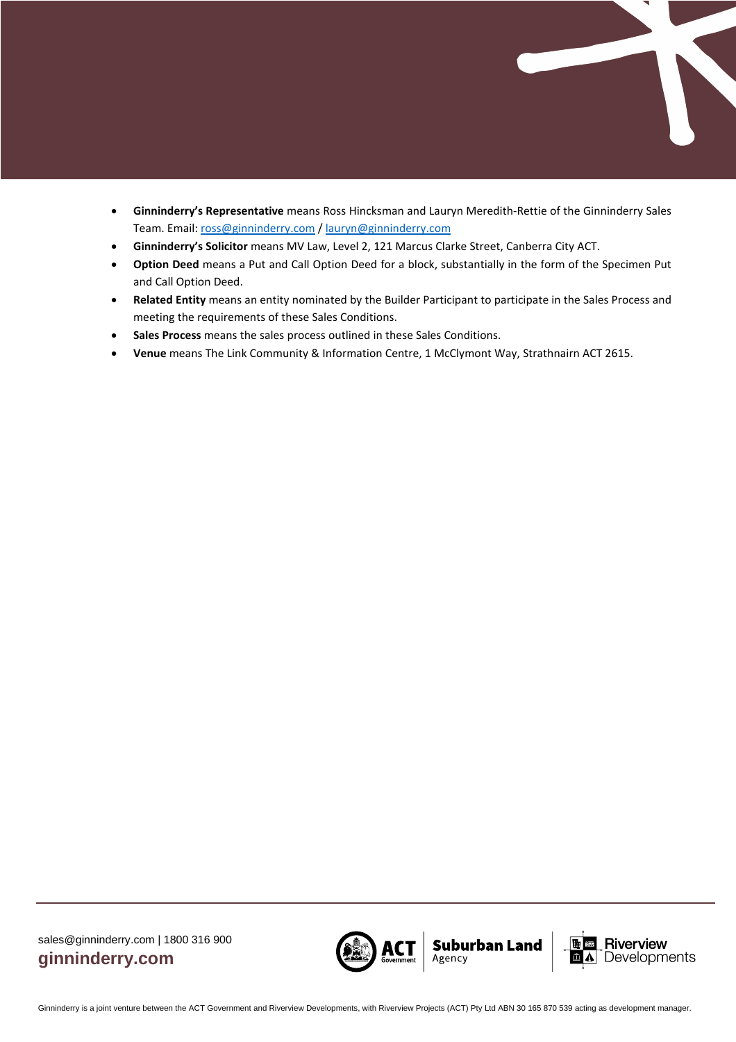- **Ginninderry's Representative** means Ross Hincksman and Lauryn Meredith-Rettie of the Ginninderry Sales Team. Email: ross@ginninderry.com / lauryn@ginninderry.com
- **Ginninderry's Solicitor** means MV Law, Level 2, 121 Marcus Clarke Street, Canberra City ACT.
- **Option Deed** means a Put and Call Option Deed for a block, substantially in the form of the Specimen Put and Call Option Deed.
- **Related Entity** means an entity nominated by the Builder Participant to participate in the Sales Process and meeting the requirements of these Sales Conditions.
- **Sales Process** means the sales process outlined in these Sales Conditions.
- **Venue** means The Link Community & Information Centre, 1 McClymont Way, Strathnairn ACT 2615.

sales@ginninderry.com | 1800 316 900

ginninderry.com

Ginninderry is a joint venture between the ACT Government and Riverview Developments, with Riverview Projects (ACT) Pty Ltd ABN 30 165 870 539 acting as development manager.